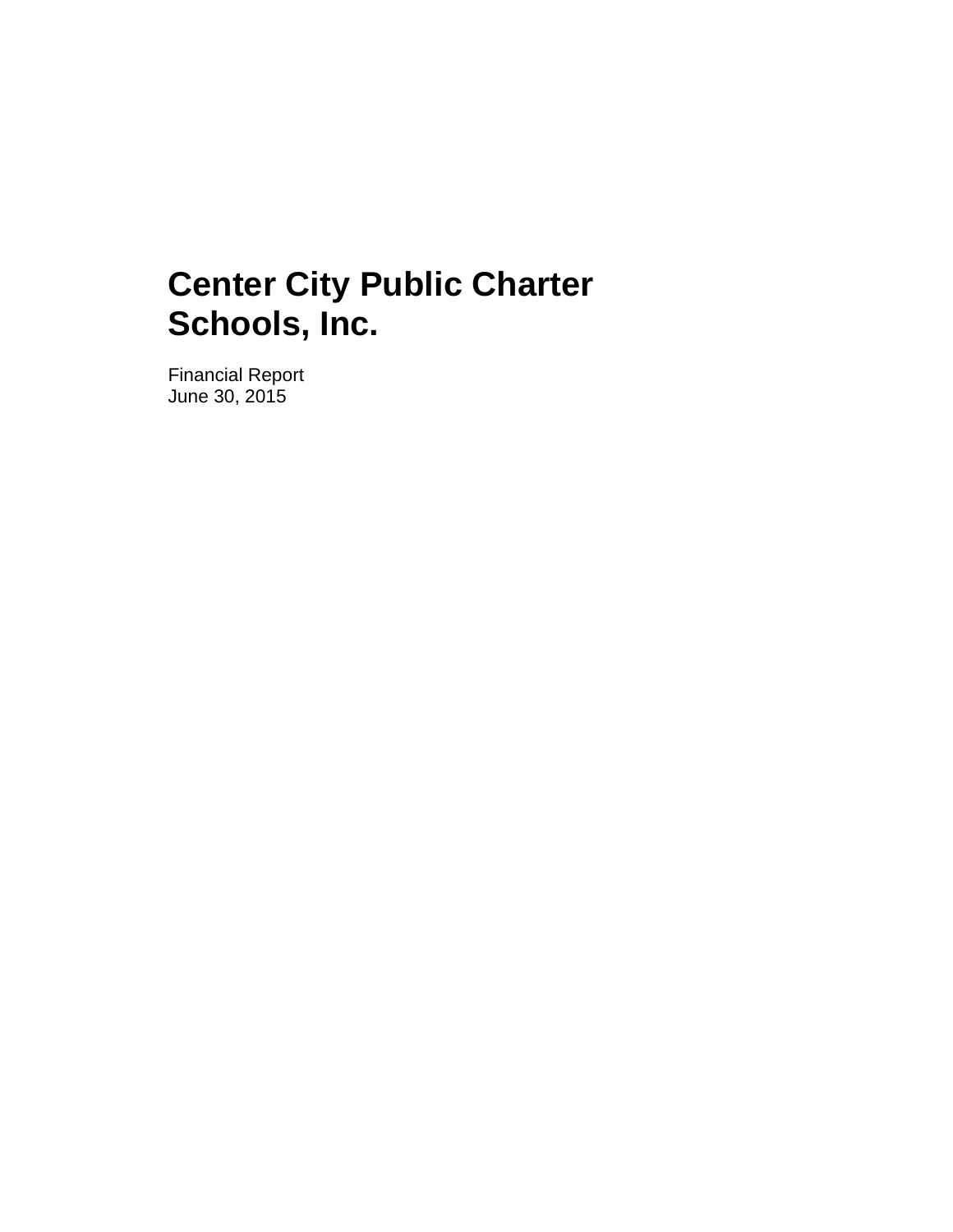# Center City Public Charter Schools, Inc.

Financial Report
June 30, 2015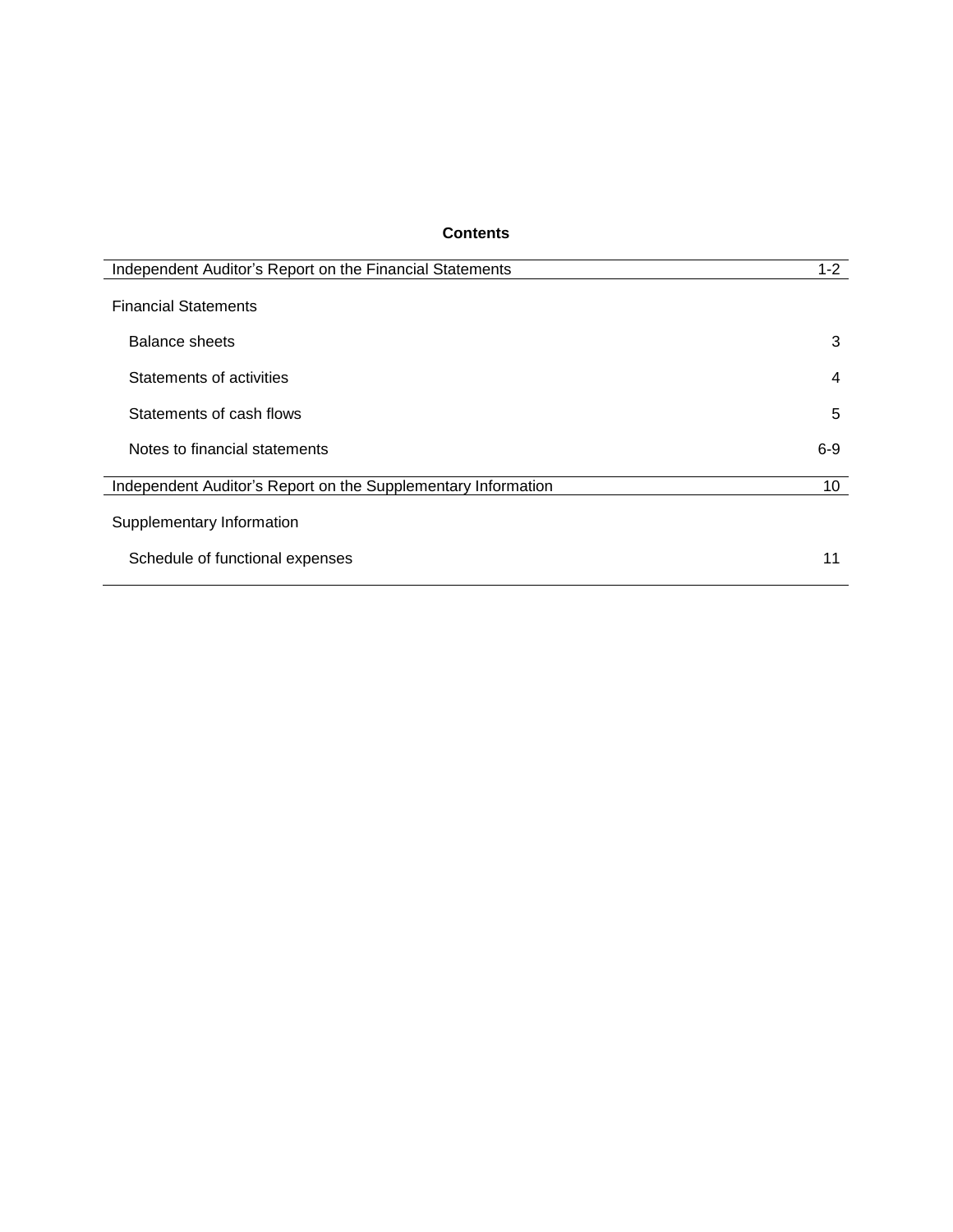**Contents**

| | |
|---|---|
| Independent Auditor's Report on the Financial Statements | 1-2 |
| Financial Statements | |
| Balance sheets | 3 |
| Statements of activities | 4 |
| Statements of cash flows | 5 |
| Notes to financial statements | 6-9 |
| Independent Auditor's Report on the Supplementary Information | 10 |
| Supplementary Information | |
| Schedule of functional expenses | 11 |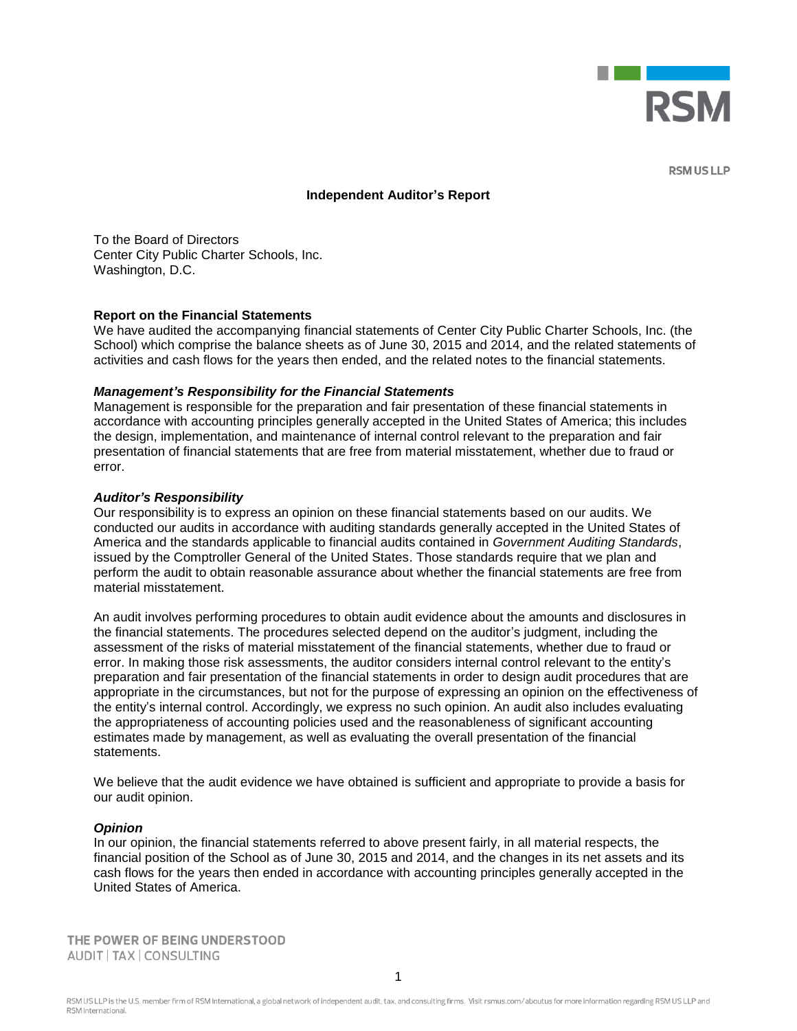RSM US LLP

**Independent Auditor's Report**

To the Board of Directors
Center City Public Charter Schools, Inc.
Washington, D.C.

**Report on the Financial Statements**

We have audited the accompanying financial statements of Center City Public Charter Schools, Inc. (the School) which comprise the balance sheets as of June 30, 2015 and 2014, and the related statements of activities and cash flows for the years then ended, and the related notes to the financial statements.

***Management's Responsibility for the Financial Statements***

Management is responsible for the preparation and fair presentation of these financial statements in accordance with accounting principles generally accepted in the United States of America; this includes the design, implementation, and maintenance of internal control relevant to the preparation and fair presentation of financial statements that are free from material misstatement, whether due to fraud or error.

***Auditor's Responsibility***

Our responsibility is to express an opinion on these financial statements based on our audits. We conducted our audits in accordance with auditing standards generally accepted in the United States of America and the standards applicable to financial audits contained in *Government Auditing Standards*, issued by the Comptroller General of the United States. Those standards require that we plan and perform the audit to obtain reasonable assurance about whether the financial statements are free from material misstatement.

An audit involves performing procedures to obtain audit evidence about the amounts and disclosures in the financial statements. The procedures selected depend on the auditor's judgment, including the assessment of the risks of material misstatement of the financial statements, whether due to fraud or error. In making those risk assessments, the auditor considers internal control relevant to the entity's preparation and fair presentation of the financial statements in order to design audit procedures that are appropriate in the circumstances, but not for the purpose of expressing an opinion on the effectiveness of the entity's internal control. Accordingly, we express no such opinion. An audit also includes evaluating the appropriateness of accounting policies used and the reasonableness of significant accounting estimates made by management, as well as evaluating the overall presentation of the financial statements.

We believe that the audit evidence we have obtained is sufficient and appropriate to provide a basis for our audit opinion.

***Opinion***

In our opinion, the financial statements referred to above present fairly, in all material respects, the financial position of the School as of June 30, 2015 and 2014, and the changes in its net assets and its cash flows for the years then ended in accordance with accounting principles generally accepted in the United States of America.

THE POWER OF BEING UNDERSTOOD
AUDIT | TAX | CONSULTING

RSM US LLP is the U.S. member firm of RSM International, a global network of independent audit, tax, and consulting firms. Visit rsmus.com/aboutus for more information regarding RSM US LLP and RSM International.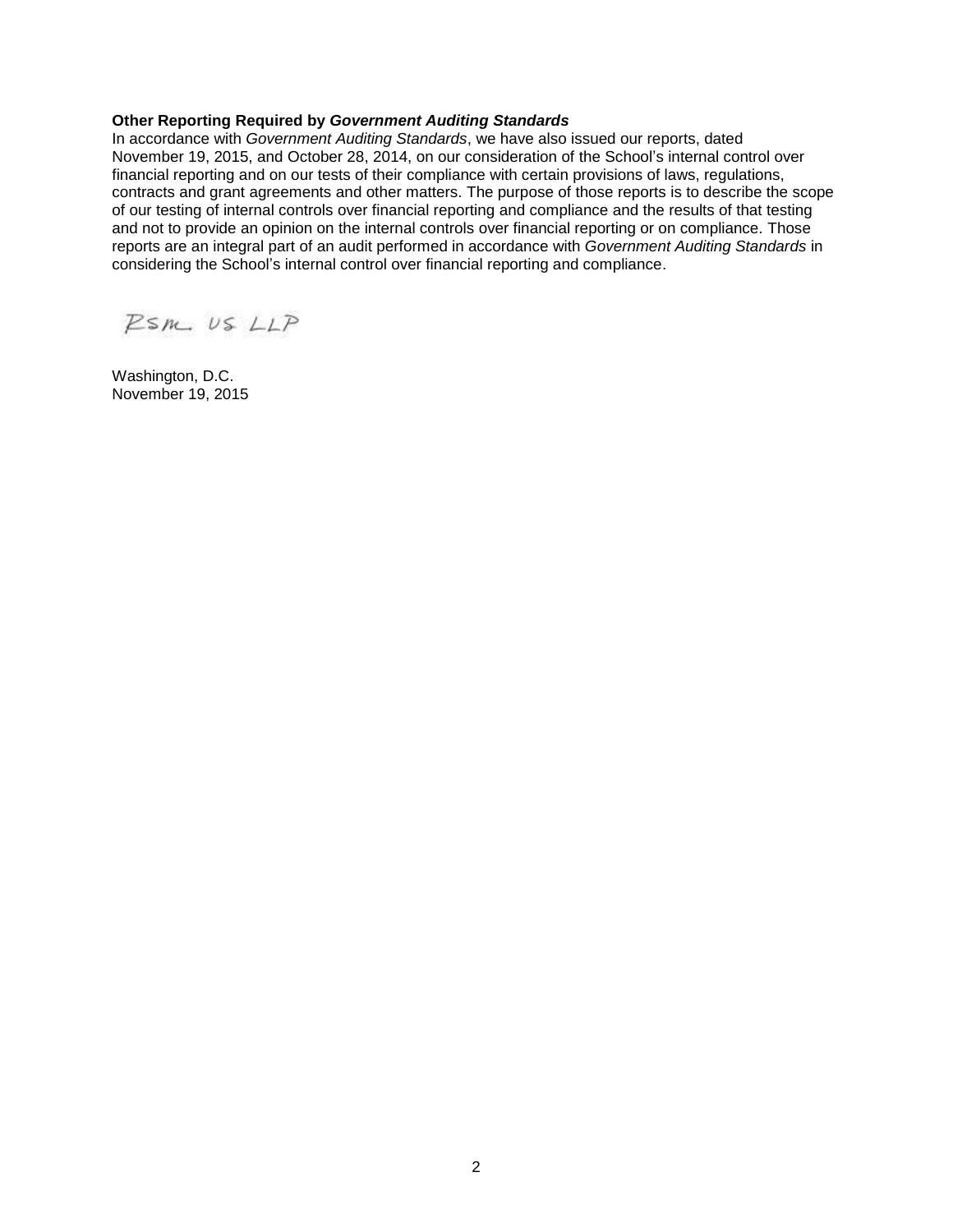**Other Reporting Required by *Government Auditing Standards***

In accordance with *Government Auditing Standards*, we have also issued our reports, dated November 19, 2015, and October 28, 2014, on our consideration of the School's internal control over financial reporting and on our tests of their compliance with certain provisions of laws, regulations, contracts and grant agreements and other matters. The purpose of those reports is to describe the scope of our testing of internal controls over financial reporting and compliance and the results of that testing and not to provide an opinion on the internal controls over financial reporting or on compliance. Those reports are an integral part of an audit performed in accordance with *Government Auditing Standards* in considering the School's internal control over financial reporting and compliance.

RSM US LLP

Washington, D.C.
November 19, 2015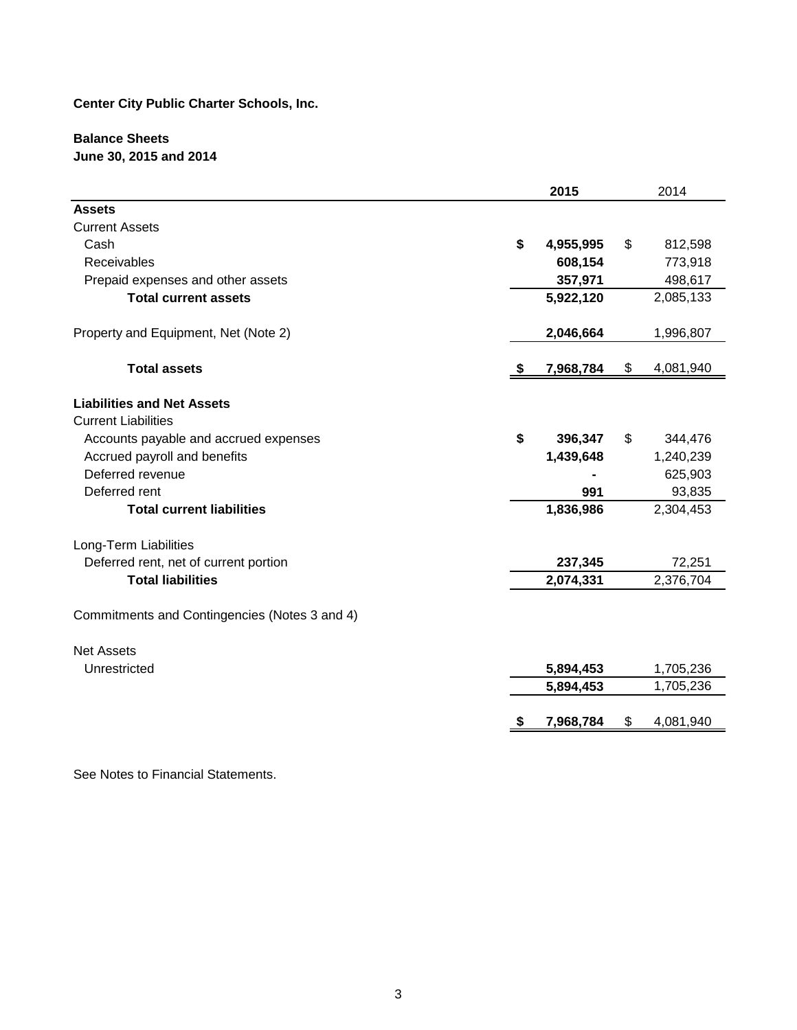**Center City Public Charter Schools, Inc.**

**Balance Sheets**
**June 30, 2015 and 2014**

| | 2015 | 2014 |
|---|---|---|
| **Assets** | | |
| Current Assets | | |
| Cash | $ 4,955,995 | $ 812,598 |
| Receivables | 608,154 | 773,918 |
| Prepaid expenses and other assets | 357,971 | 498,617 |
| **Total current assets** | 5,922,120 | 2,085,133 |
| Property and Equipment, Net (Note 2) | 2,046,664 | 1,996,807 |
| **Total assets** | $ 7,968,784 | $ 4,081,940 |
| **Liabilities and Net Assets** | | |
| Current Liabilities | | |
| Accounts payable and accrued expenses | $ 396,347 | $ 344,476 |
| Accrued payroll and benefits | 1,439,648 | 1,240,239 |
| Deferred revenue | - | 625,903 |
| Deferred rent | 991 | 93,835 |
| **Total current liabilities** | 1,836,986 | 2,304,453 |
| Long-Term Liabilities | | |
| Deferred rent, net of current portion | 237,345 | 72,251 |
| **Total liabilities** | 2,074,331 | 2,376,704 |
| Commitments and Contingencies (Notes 3 and 4) | | |
| Net Assets | | |
| Unrestricted | 5,894,453 | 1,705,236 |
| | 5,894,453 | 1,705,236 |
| | $ 7,968,784 | $ 4,081,940 |

See Notes to Financial Statements.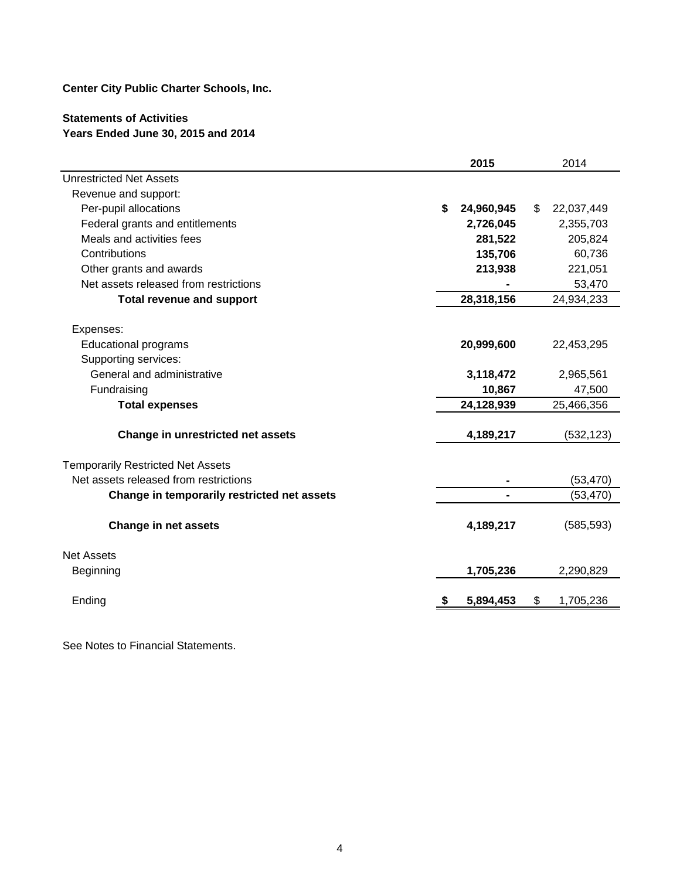**Center City Public Charter Schools, Inc.**

**Statements of Activities**
**Years Ended June 30, 2015 and 2014**

| | **2015** | 2014 |
|---|---|---|
| Unrestricted Net Assets | | |
| Revenue and support: | | |
| Per-pupil allocations | **$ 24,960,945** | $ 22,037,449 |
| Federal grants and entitlements | **2,726,045** | 2,355,703 |
| Meals and activities fees | **281,522** | 205,824 |
| Contributions | **135,706** | 60,736 |
| Other grants and awards | **213,938** | 221,051 |
| Net assets released from restrictions | **-** | 53,470 |
| **Total revenue and support** | **28,318,156** | 24,934,233 |
| | | |
| Expenses: | | |
| Educational programs | **20,999,600** | 22,453,295 |
| Supporting services: | | |
| General and administrative | **3,118,472** | 2,965,561 |
| Fundraising | **10,867** | 47,500 |
| **Total expenses** | **24,128,939** | 25,466,356 |
| | | |
| **Change in unrestricted net assets** | **4,189,217** | (532,123) |
| | | |
| Temporarily Restricted Net Assets | | |
| Net assets released from restrictions | **-** | (53,470) |
| **Change in temporarily restricted net assets** | **-** | (53,470) |
| | | |
| **Change in net assets** | **4,189,217** | (585,593) |
| | | |
| Net Assets | | |
| Beginning | **1,705,236** | 2,290,829 |
| | | |
| Ending | **$ 5,894,453** | $ 1,705,236 |

See Notes to Financial Statements.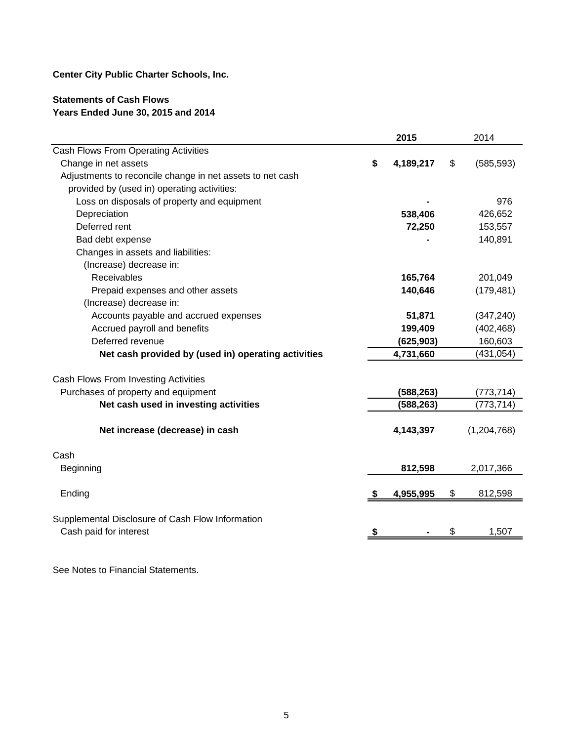**Center City Public Charter Schools, Inc.**

**Statements of Cash Flows**
**Years Ended June 30, 2015 and 2014**

| | 2015 | 2014 |
|---|---|---|
| Cash Flows From Operating Activities | | |
| Change in net assets | $ 4,189,217 | $ (585,593) |
| Adjustments to reconcile change in net assets to net cash provided by (used in) operating activities: | | |
| Loss on disposals of property and equipment | - | 976 |
| Depreciation | 538,406 | 426,652 |
| Deferred rent | 72,250 | 153,557 |
| Bad debt expense | - | 140,891 |
| Changes in assets and liabilities: | | |
| (Increase) decrease in: | | |
| Receivables | 165,764 | 201,049 |
| Prepaid expenses and other assets | 140,646 | (179,481) |
| (Increase) decrease in: | | |
| Accounts payable and accrued expenses | 51,871 | (347,240) |
| Accrued payroll and benefits | 199,409 | (402,468) |
| Deferred revenue | (625,903) | 160,603 |
| **Net cash provided by (used in) operating activities** | 4,731,660 | (431,054) |
| | | |
| Cash Flows From Investing Activities | | |
| Purchases of property and equipment | (588,263) | (773,714) |
| **Net cash used in investing activities** | (588,263) | (773,714) |
| | | |
| **Net increase (decrease) in cash** | 4,143,397 | (1,204,768) |
| | | |
| Cash | | |
| Beginning | 812,598 | 2,017,366 |
| | | |
| Ending | $ 4,955,995 | $ 812,598 |
| | | |
| Supplemental Disclosure of Cash Flow Information | | |
| Cash paid for interest | $ - | $ 1,507 |

See Notes to Financial Statements.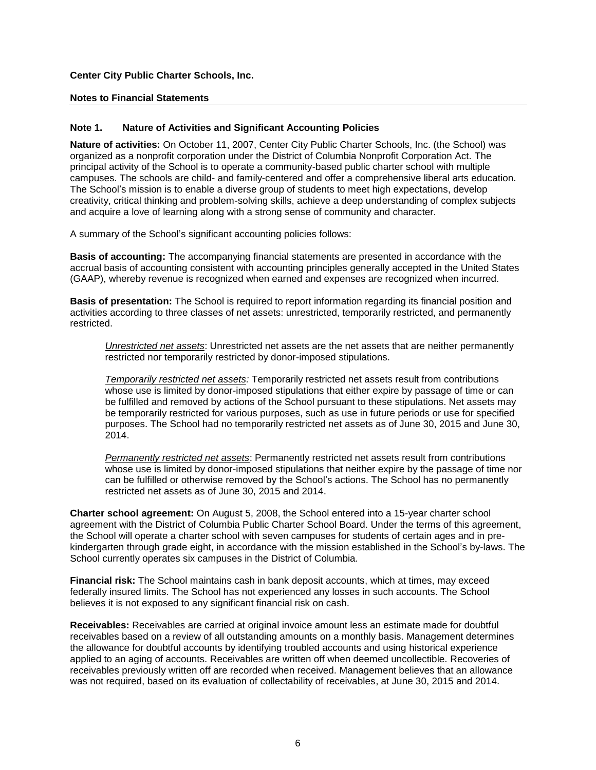**Center City Public Charter Schools, Inc.**

**Notes to Financial Statements**

## Note 1. Nature of Activities and Significant Accounting Policies

**Nature of activities:** On October 11, 2007, Center City Public Charter Schools, Inc. (the School) was organized as a nonprofit corporation under the District of Columbia Nonprofit Corporation Act. The principal activity of the School is to operate a community-based public charter school with multiple campuses. The schools are child- and family-centered and offer a comprehensive liberal arts education. The School's mission is to enable a diverse group of students to meet high expectations, develop creativity, critical thinking and problem-solving skills, achieve a deep understanding of complex subjects and acquire a love of learning along with a strong sense of community and character.

A summary of the School's significant accounting policies follows:

**Basis of accounting:** The accompanying financial statements are presented in accordance with the accrual basis of accounting consistent with accounting principles generally accepted in the United States (GAAP), whereby revenue is recognized when earned and expenses are recognized when incurred.

**Basis of presentation:** The School is required to report information regarding its financial position and activities according to three classes of net assets: unrestricted, temporarily restricted, and permanently restricted.

> *Unrestricted net assets*: Unrestricted net assets are the net assets that are neither permanently restricted nor temporarily restricted by donor-imposed stipulations.
>
> *Temporarily restricted net assets:* Temporarily restricted net assets result from contributions whose use is limited by donor-imposed stipulations that either expire by passage of time or can be fulfilled and removed by actions of the School pursuant to these stipulations. Net assets may be temporarily restricted for various purposes, such as use in future periods or use for specified purposes. The School had no temporarily restricted net assets as of June 30, 2015 and June 30, 2014.
>
> *Permanently restricted net assets*: Permanently restricted net assets result from contributions whose use is limited by donor-imposed stipulations that neither expire by the passage of time nor can be fulfilled or otherwise removed by the School's actions. The School has no permanently restricted net assets as of June 30, 2015 and 2014.

**Charter school agreement:** On August 5, 2008, the School entered into a 15-year charter school agreement with the District of Columbia Public Charter School Board. Under the terms of this agreement, the School will operate a charter school with seven campuses for students of certain ages and in pre-kindergarten through grade eight, in accordance with the mission established in the School's by-laws. The School currently operates six campuses in the District of Columbia.

**Financial risk:** The School maintains cash in bank deposit accounts, which at times, may exceed federally insured limits. The School has not experienced any losses in such accounts. The School believes it is not exposed to any significant financial risk on cash.

**Receivables:** Receivables are carried at original invoice amount less an estimate made for doubtful receivables based on a review of all outstanding amounts on a monthly basis. Management determines the allowance for doubtful accounts by identifying troubled accounts and using historical experience applied to an aging of accounts. Receivables are written off when deemed uncollectible. Recoveries of receivables previously written off are recorded when received. Management believes that an allowance was not required, based on its evaluation of collectability of receivables, at June 30, 2015 and 2014.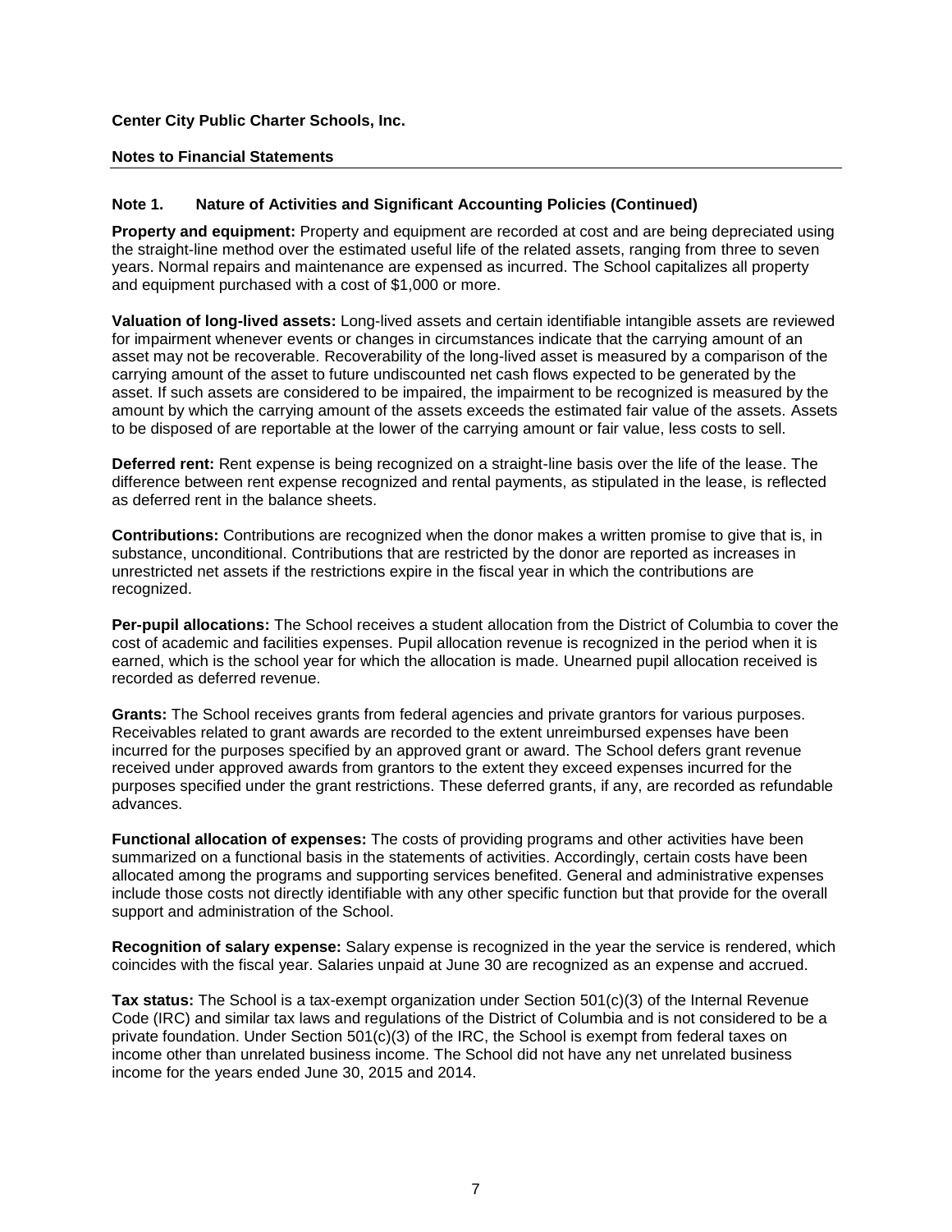**Center City Public Charter Schools, Inc.**

**Notes to Financial Statements**

**Note 1. Nature of Activities and Significant Accounting Policies (Continued)**

**Property and equipment:** Property and equipment are recorded at cost and are being depreciated using the straight-line method over the estimated useful life of the related assets, ranging from three to seven years. Normal repairs and maintenance are expensed as incurred. The School capitalizes all property and equipment purchased with a cost of $1,000 or more.

**Valuation of long-lived assets:** Long-lived assets and certain identifiable intangible assets are reviewed for impairment whenever events or changes in circumstances indicate that the carrying amount of an asset may not be recoverable. Recoverability of the long-lived asset is measured by a comparison of the carrying amount of the asset to future undiscounted net cash flows expected to be generated by the asset. If such assets are considered to be impaired, the impairment to be recognized is measured by the amount by which the carrying amount of the assets exceeds the estimated fair value of the assets. Assets to be disposed of are reportable at the lower of the carrying amount or fair value, less costs to sell.

**Deferred rent:** Rent expense is being recognized on a straight-line basis over the life of the lease. The difference between rent expense recognized and rental payments, as stipulated in the lease, is reflected as deferred rent in the balance sheets.

**Contributions:** Contributions are recognized when the donor makes a written promise to give that is, in substance, unconditional. Contributions that are restricted by the donor are reported as increases in unrestricted net assets if the restrictions expire in the fiscal year in which the contributions are recognized.

**Per-pupil allocations:** The School receives a student allocation from the District of Columbia to cover the cost of academic and facilities expenses. Pupil allocation revenue is recognized in the period when it is earned, which is the school year for which the allocation is made. Unearned pupil allocation received is recorded as deferred revenue.

**Grants:** The School receives grants from federal agencies and private grantors for various purposes. Receivables related to grant awards are recorded to the extent unreimbursed expenses have been incurred for the purposes specified by an approved grant or award. The School defers grant revenue received under approved awards from grantors to the extent they exceed expenses incurred for the purposes specified under the grant restrictions. These deferred grants, if any, are recorded as refundable advances.

**Functional allocation of expenses:** The costs of providing programs and other activities have been summarized on a functional basis in the statements of activities. Accordingly, certain costs have been allocated among the programs and supporting services benefited. General and administrative expenses include those costs not directly identifiable with any other specific function but that provide for the overall support and administration of the School.

**Recognition of salary expense:** Salary expense is recognized in the year the service is rendered, which coincides with the fiscal year. Salaries unpaid at June 30 are recognized as an expense and accrued.

**Tax status:** The School is a tax-exempt organization under Section 501(c)(3) of the Internal Revenue Code (IRC) and similar tax laws and regulations of the District of Columbia and is not considered to be a private foundation. Under Section 501(c)(3) of the IRC, the School is exempt from federal taxes on income other than unrelated business income. The School did not have any net unrelated business income for the years ended June 30, 2015 and 2014.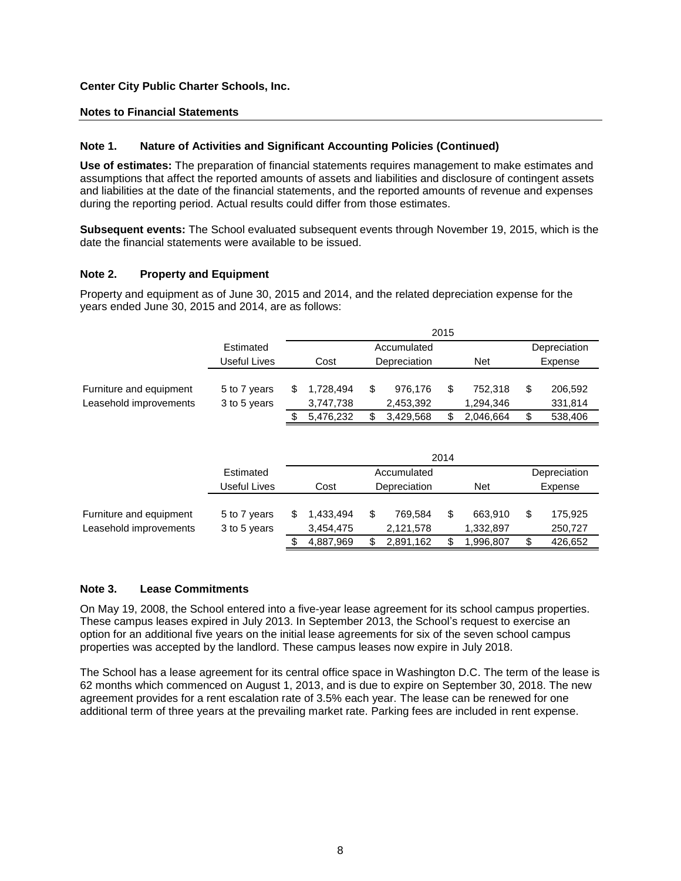**Center City Public Charter Schools, Inc.**

**Notes to Financial Statements**

### Note 1. Nature of Activities and Significant Accounting Policies (Continued)

**Use of estimates:** The preparation of financial statements requires management to make estimates and assumptions that affect the reported amounts of assets and liabilities and disclosure of contingent assets and liabilities at the date of the financial statements, and the reported amounts of revenue and expenses during the reporting period. Actual results could differ from those estimates.

**Subsequent events:** The School evaluated subsequent events through November 19, 2015, which is the date the financial statements were available to be issued.

### Note 2. Property and Equipment

Property and equipment as of June 30, 2015 and 2014, and the related depreciation expense for the years ended June 30, 2015 and 2014, are as follows:

| | | 2015 | | | |
|---|---|---|---|---|---|
| | Estimated Useful Lives | Cost | Accumulated Depreciation | Net | Depreciation Expense |
| Furniture and equipment | 5 to 7 years | $ 1,728,494 | $ 976,176 | $ 752,318 | $ 206,592 |
| Leasehold improvements | 3 to 5 years | 3,747,738 | 2,453,392 | 1,294,346 | 331,814 |
| | | $ 5,476,232 | $ 3,429,568 | $ 2,046,664 | $ 538,406 |

| | | 2014 | | | |
|---|---|---|---|---|---|
| | Estimated Useful Lives | Cost | Accumulated Depreciation | Net | Depreciation Expense |
| Furniture and equipment | 5 to 7 years | $ 1,433,494 | $ 769,584 | $ 663,910 | $ 175,925 |
| Leasehold improvements | 3 to 5 years | 3,454,475 | 2,121,578 | 1,332,897 | 250,727 |
| | | $ 4,887,969 | $ 2,891,162 | $ 1,996,807 | $ 426,652 |

### Note 3. Lease Commitments

On May 19, 2008, the School entered into a five-year lease agreement for its school campus properties. These campus leases expired in July 2013. In September 2013, the School's request to exercise an option for an additional five years on the initial lease agreements for six of the seven school campus properties was accepted by the landlord. These campus leases now expire in July 2018.

The School has a lease agreement for its central office space in Washington D.C. The term of the lease is 62 months which commenced on August 1, 2013, and is due to expire on September 30, 2018. The new agreement provides for a rent escalation rate of 3.5% each year. The lease can be renewed for one additional term of three years at the prevailing market rate. Parking fees are included in rent expense.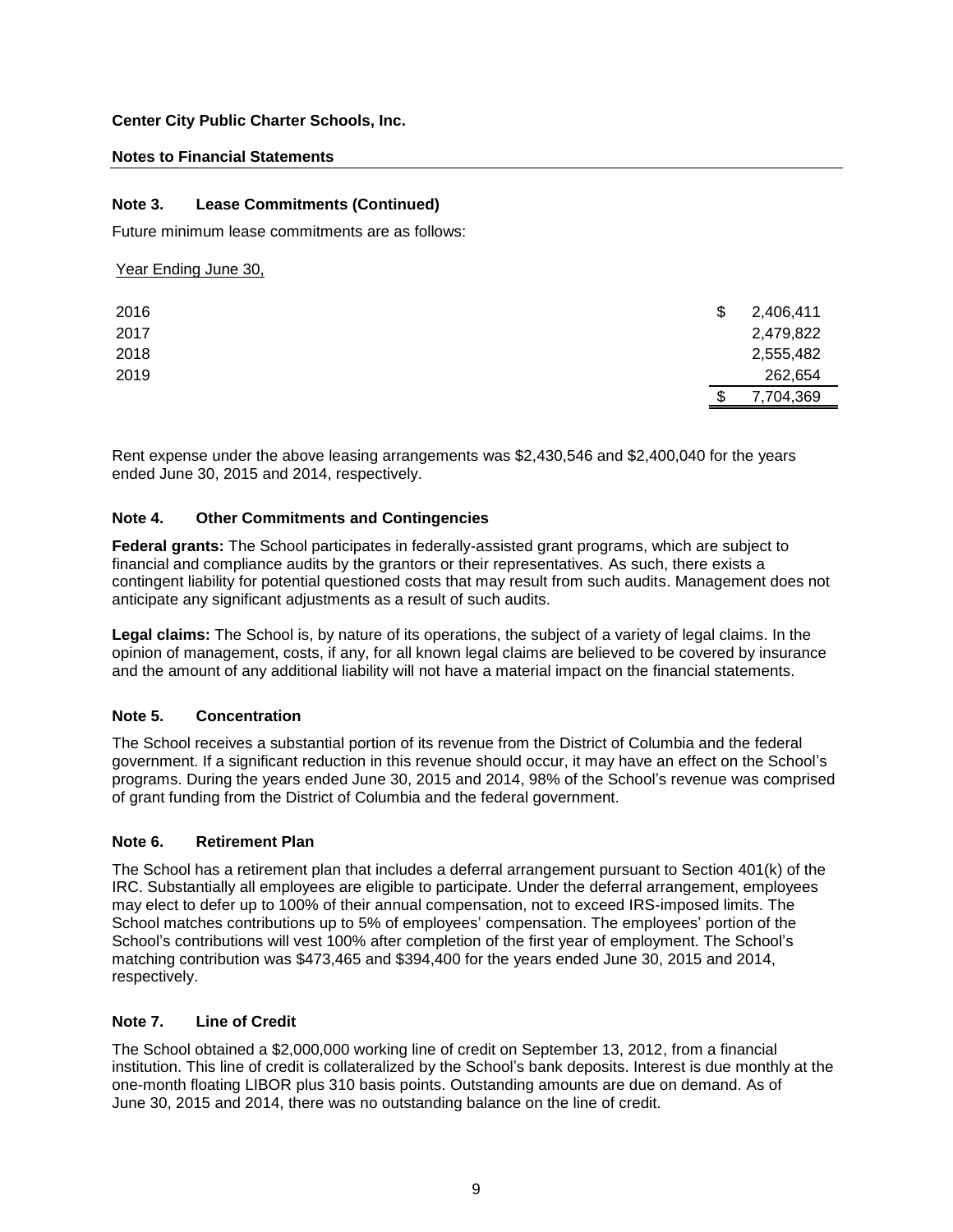**Center City Public Charter Schools, Inc.**

**Notes to Financial Statements**

### Note 3. Lease Commitments (Continued)

Future minimum lease commitments are as follows:

| Year Ending June 30, | |
|---|---|
| 2016 | $ 2,406,411 |
| 2017 | 2,479,822 |
| 2018 | 2,555,482 |
| 2019 | 262,654 |
| | $ 7,704,369 |

Rent expense under the above leasing arrangements was $2,430,546 and $2,400,040 for the years ended June 30, 2015 and 2014, respectively.

### Note 4. Other Commitments and Contingencies

**Federal grants:** The School participates in federally-assisted grant programs, which are subject to financial and compliance audits by the grantors or their representatives. As such, there exists a contingent liability for potential questioned costs that may result from such audits. Management does not anticipate any significant adjustments as a result of such audits.

**Legal claims:** The School is, by nature of its operations, the subject of a variety of legal claims. In the opinion of management, costs, if any, for all known legal claims are believed to be covered by insurance and the amount of any additional liability will not have a material impact on the financial statements.

### Note 5. Concentration

The School receives a substantial portion of its revenue from the District of Columbia and the federal government. If a significant reduction in this revenue should occur, it may have an effect on the School's programs. During the years ended June 30, 2015 and 2014, 98% of the School's revenue was comprised of grant funding from the District of Columbia and the federal government.

### Note 6. Retirement Plan

The School has a retirement plan that includes a deferral arrangement pursuant to Section 401(k) of the IRC. Substantially all employees are eligible to participate. Under the deferral arrangement, employees may elect to defer up to 100% of their annual compensation, not to exceed IRS-imposed limits. The School matches contributions up to 5% of employees' compensation. The employees' portion of the School's contributions will vest 100% after completion of the first year of employment. The School's matching contribution was $473,465 and $394,400 for the years ended June 30, 2015 and 2014, respectively.

### Note 7. Line of Credit

The School obtained a $2,000,000 working line of credit on September 13, 2012, from a financial institution. This line of credit is collateralized by the School's bank deposits. Interest is due monthly at the one-month floating LIBOR plus 310 basis points. Outstanding amounts are due on demand. As of June 30, 2015 and 2014, there was no outstanding balance on the line of credit.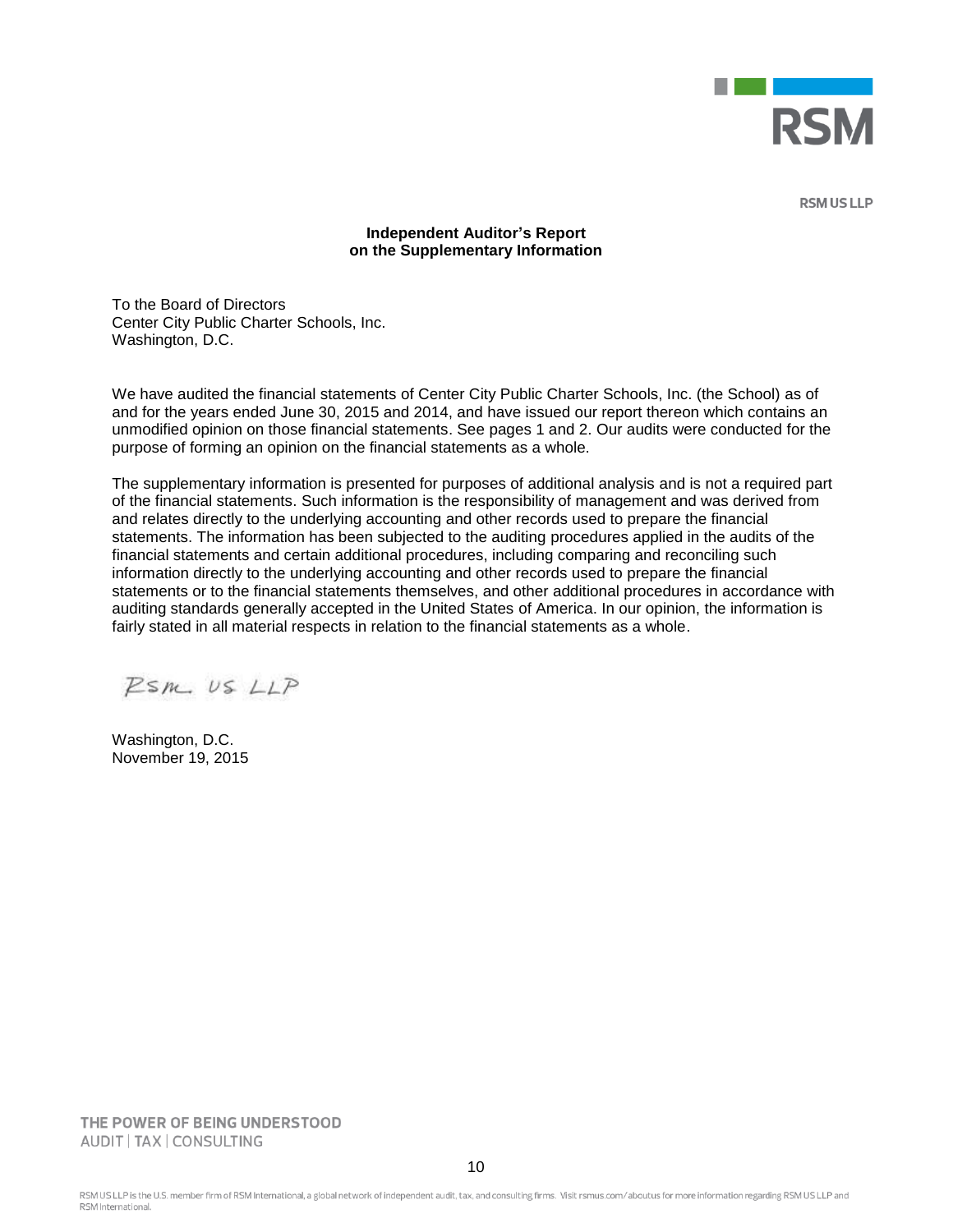RSM US LLP

**Independent Auditor's Report**
**on the Supplementary Information**

To the Board of Directors
Center City Public Charter Schools, Inc.
Washington, D.C.

We have audited the financial statements of Center City Public Charter Schools, Inc. (the School) as of and for the years ended June 30, 2015 and 2014, and have issued our report thereon which contains an unmodified opinion on those financial statements. See pages 1 and 2. Our audits were conducted for the purpose of forming an opinion on the financial statements as a whole.

The supplementary information is presented for purposes of additional analysis and is not a required part of the financial statements. Such information is the responsibility of management and was derived from and relates directly to the underlying accounting and other records used to prepare the financial statements. The information has been subjected to the auditing procedures applied in the audits of the financial statements and certain additional procedures, including comparing and reconciling such information directly to the underlying accounting and other records used to prepare the financial statements or to the financial statements themselves, and other additional procedures in accordance with auditing standards generally accepted in the United States of America. In our opinion, the information is fairly stated in all material respects in relation to the financial statements as a whole.

RSM US LLP

Washington, D.C.
November 19, 2015

THE POWER OF BEING UNDERSTOOD
AUDIT | TAX | CONSULTING

RSM US LLP is the U.S. member firm of RSM International, a global network of independent audit, tax, and consulting firms. Visit rsmus.com/aboutus for more information regarding RSM US LLP and RSM International.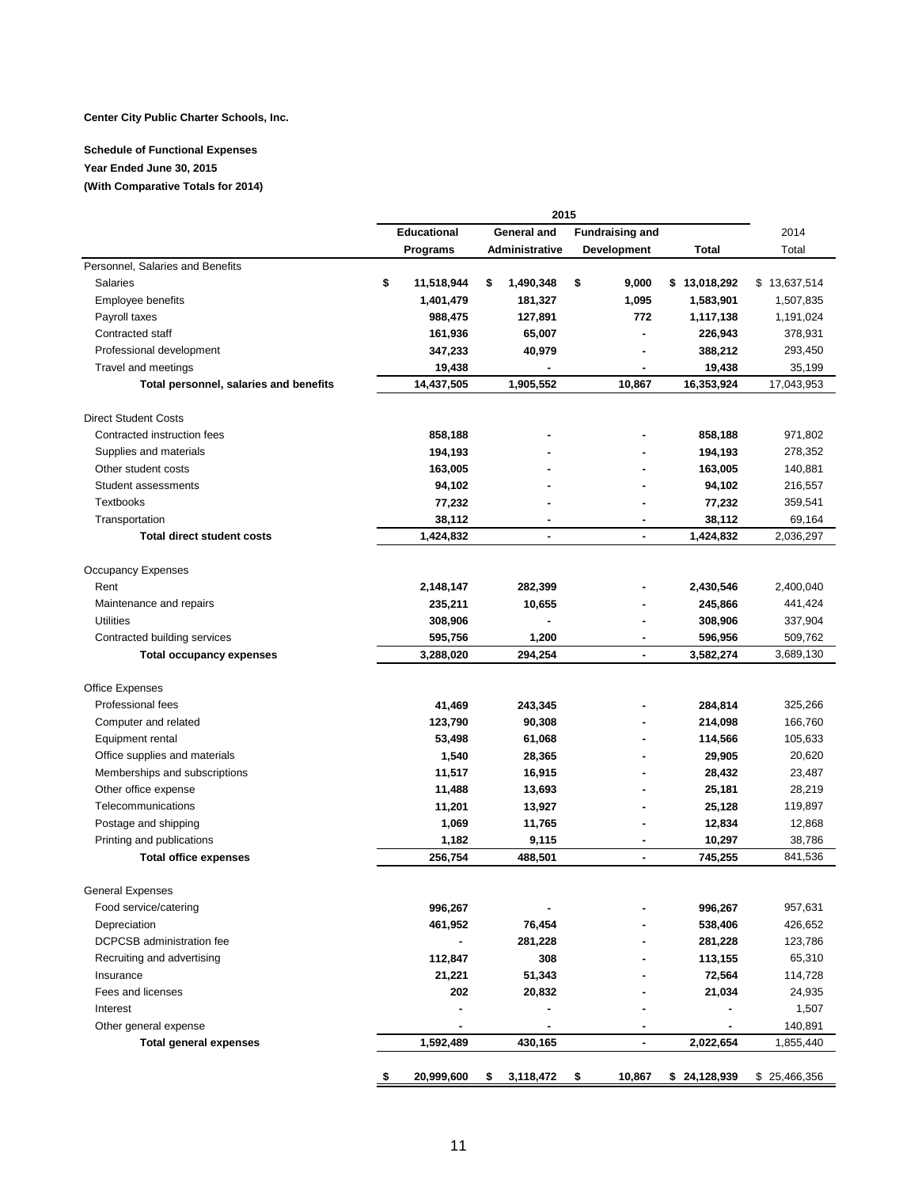**Center City Public Charter Schools, Inc.**

**Schedule of Functional Expenses**
**Year Ended June 30, 2015**
**(With Comparative Totals for 2014)**

| | 2015 | | | | |
|---|---|---|---|---|---|
| | Educational Programs | General and Administrative | Fundraising and Development | Total | 2014 Total |
| Personnel, Salaries and Benefits | | | | | |
| Salaries | $ 11,518,944 | $ 1,490,348 | $ 9,000 | $ 13,018,292 | $ 13,637,514 |
| Employee benefits | 1,401,479 | 181,327 | 1,095 | 1,583,901 | 1,507,835 |
| Payroll taxes | 988,475 | 127,891 | 772 | 1,117,138 | 1,191,024 |
| Contracted staff | 161,936 | 65,007 | - | 226,943 | 378,931 |
| Professional development | 347,233 | 40,979 | - | 388,212 | 293,450 |
| Travel and meetings | 19,438 | - | - | 19,438 | 35,199 |
| **Total personnel, salaries and benefits** | 14,437,505 | 1,905,552 | 10,867 | 16,353,924 | 17,043,953 |
| Direct Student Costs | | | | | |
| Contracted instruction fees | 858,188 | - | - | 858,188 | 971,802 |
| Supplies and materials | 194,193 | - | - | 194,193 | 278,352 |
| Other student costs | 163,005 | - | - | 163,005 | 140,881 |
| Student assessments | 94,102 | - | - | 94,102 | 216,557 |
| Textbooks | 77,232 | - | - | 77,232 | 359,541 |
| Transportation | 38,112 | - | - | 38,112 | 69,164 |
| **Total direct student costs** | 1,424,832 | - | - | 1,424,832 | 2,036,297 |
| Occupancy Expenses | | | | | |
| Rent | 2,148,147 | 282,399 | - | 2,430,546 | 2,400,040 |
| Maintenance and repairs | 235,211 | 10,655 | - | 245,866 | 441,424 |
| Utilities | 308,906 | - | - | 308,906 | 337,904 |
| Contracted building services | 595,756 | 1,200 | - | 596,956 | 509,762 |
| **Total occupancy expenses** | 3,288,020 | 294,254 | - | 3,582,274 | 3,689,130 |
| Office Expenses | | | | | |
| Professional fees | 41,469 | 243,345 | - | 284,814 | 325,266 |
| Computer and related | 123,790 | 90,308 | - | 214,098 | 166,760 |
| Equipment rental | 53,498 | 61,068 | - | 114,566 | 105,633 |
| Office supplies and materials | 1,540 | 28,365 | - | 29,905 | 20,620 |
| Memberships and subscriptions | 11,517 | 16,915 | - | 28,432 | 23,487 |
| Other office expense | 11,488 | 13,693 | - | 25,181 | 28,219 |
| Telecommunications | 11,201 | 13,927 | - | 25,128 | 119,897 |
| Postage and shipping | 1,069 | 11,765 | - | 12,834 | 12,868 |
| Printing and publications | 1,182 | 9,115 | - | 10,297 | 38,786 |
| **Total office expenses** | 256,754 | 488,501 | - | 745,255 | 841,536 |
| General Expenses | | | | | |
| Food service/catering | 996,267 | - | - | 996,267 | 957,631 |
| Depreciation | 461,952 | 76,454 | - | 538,406 | 426,652 |
| DCPCSB administration fee | - | 281,228 | - | 281,228 | 123,786 |
| Recruiting and advertising | 112,847 | 308 | - | 113,155 | 65,310 |
| Insurance | 21,221 | 51,343 | - | 72,564 | 114,728 |
| Fees and licenses | 202 | 20,832 | - | 21,034 | 24,935 |
| Interest | - | - | - | - | 1,507 |
| Other general expense | - | - | - | - | 140,891 |
| **Total general expenses** | 1,592,489 | 430,165 | - | 2,022,654 | 1,855,440 |
| | $ 20,999,600 | $ 3,118,472 | $ 10,867 | $ 24,128,939 | $ 25,466,356 |